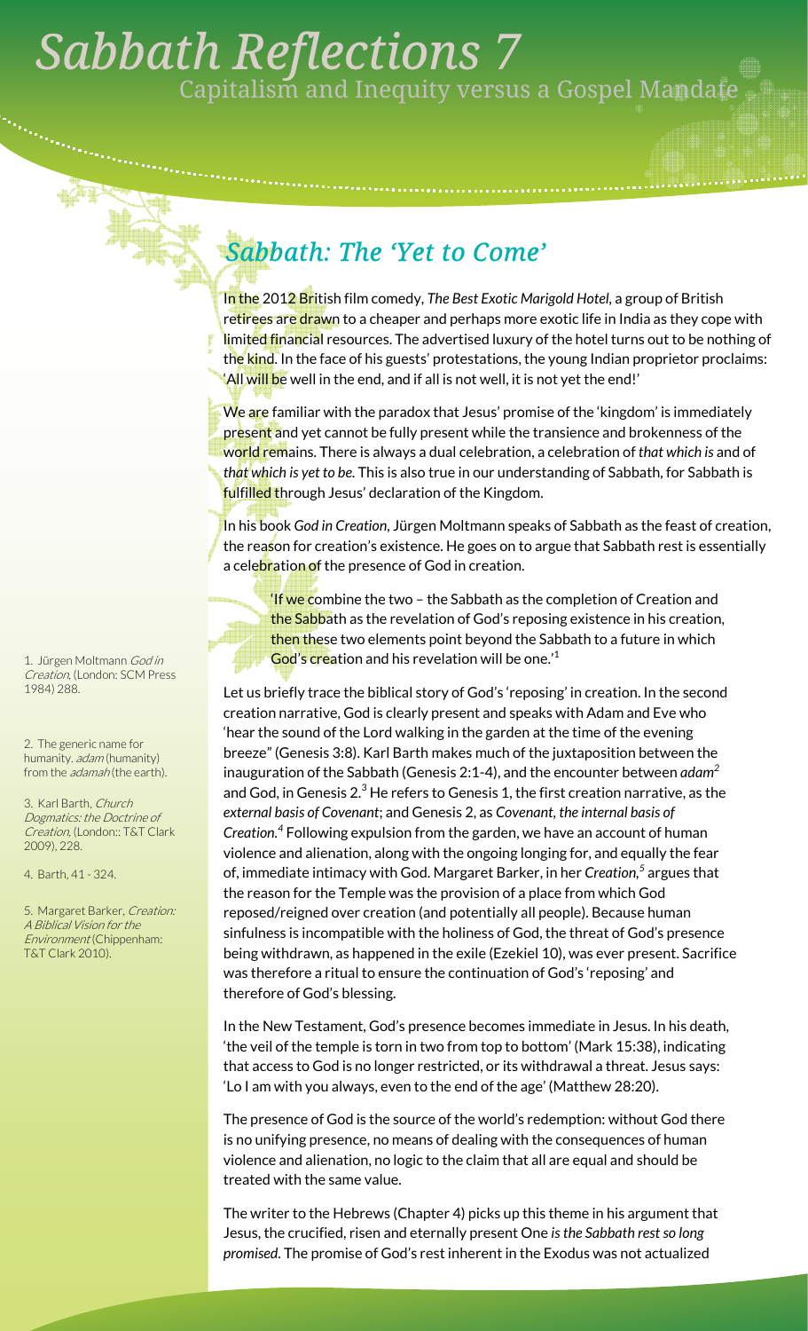# Sabbath Reflections 7

Capitalism and Inequity versus a Gospel Mandate

## *Sabbath: The 'Yet to Come'*

In the 2012 British film comedy, *The Best Exotic Marigold Hotel*, a group of British retirees are drawn to a cheaper and perhaps more exotic life in India as they cope with limited financial resources. The advertised luxury of the hotel turns out to be nothing of the kind. In the face of his guests' protestations, the young Indian proprietor proclaims: 'All will be well in the end, and if all is not well, it is not yet the end!'

We are familiar with the paradox that Jesus' promise of the 'kingdom' is immediately present and yet cannot be fully present while the transience and brokenness of the world remains. There is always a dual celebration, a celebration of *that which is* and of *that which is yet to be.* This is also true in our understanding of Sabbath, for Sabbath is fulfilled through Jesus' declaration of the Kingdom.

In his book *God in Creation,* Jürgen Moltmann speaks of Sabbath as the feast of creation, the reason for creation's existence. He goes on to argue that Sabbath rest is essentially a celebration of the presence of God in creation.

> 'If we combine the two – the Sabbath as the completion of Creation and the Sabbath as the revelation of God's reposing existence in his creation, then these two elements point beyond the Sabbath to a future in which God's creation and his revelation will be one.'[1]

Let us briefly trace the biblical story of God's 'reposing' in creation. In the second creation narrative, God is clearly present and speaks with Adam and Eve who 'hear the sound of the Lord walking in the garden at the time of the evening breeze" (Genesis 3:8). Karl Barth makes much of the juxtaposition between the inauguration of the Sabbath (Genesis 2:1-4), and the encounter between *adam*[2] and God, in Genesis 2.[3] He refers to Genesis 1, the first creation narrative, as the *external basis of Covenant*; and Genesis 2, as *Covenant, the internal basis of Creation.*[4] Following expulsion from the garden, we have an account of human violence and alienation, along with the ongoing longing for, and equally the fear of, immediate intimacy with God. Margaret Barker, in her *Creation,*[5] argues that the reason for the Temple was the provision of a place from which God reposed/reigned over creation (and potentially all people). Because human sinfulness is incompatible with the holiness of God, the threat of God's presence being withdrawn, as happened in the exile (Ezekiel 10), was ever present. Sacrifice was therefore a ritual to ensure the continuation of God's 'reposing' and therefore of God's blessing.

In the New Testament, God's presence becomes immediate in Jesus. In his death, 'the veil of the temple is torn in two from top to bottom' (Mark 15:38), indicating that access to God is no longer restricted, or its withdrawal a threat. Jesus says: 'Lo I am with you always, even to the end of the age' (Matthew 28:20).

The presence of God is the source of the world's redemption: without God there is no unifying presence, no means of dealing with the consequences of human violence and alienation, no logic to the claim that all are equal and should be treated with the same value.

The writer to the Hebrews (Chapter 4) picks up this theme in his argument that Jesus, the crucified, risen and eternally present One *is the Sabbath rest so long promised*. The promise of God's rest inherent in the Exodus was not actualized

---

1. Jürgen Moltmann *God in Creation*, (London: SCM Press 1984) 288.

2. The generic name for humanity. *adam* (humanity) from the *adamah* (the earth).

3. Karl Barth, *Church Dogmatics: the Doctrine of Creation*, (London:: T&T Clark 2009), 228.

4. Barth, 41 - 324.

5. Margaret Barker, *Creation: A Biblical Vision for the Environment* (Chippenham: T&T Clark 2010).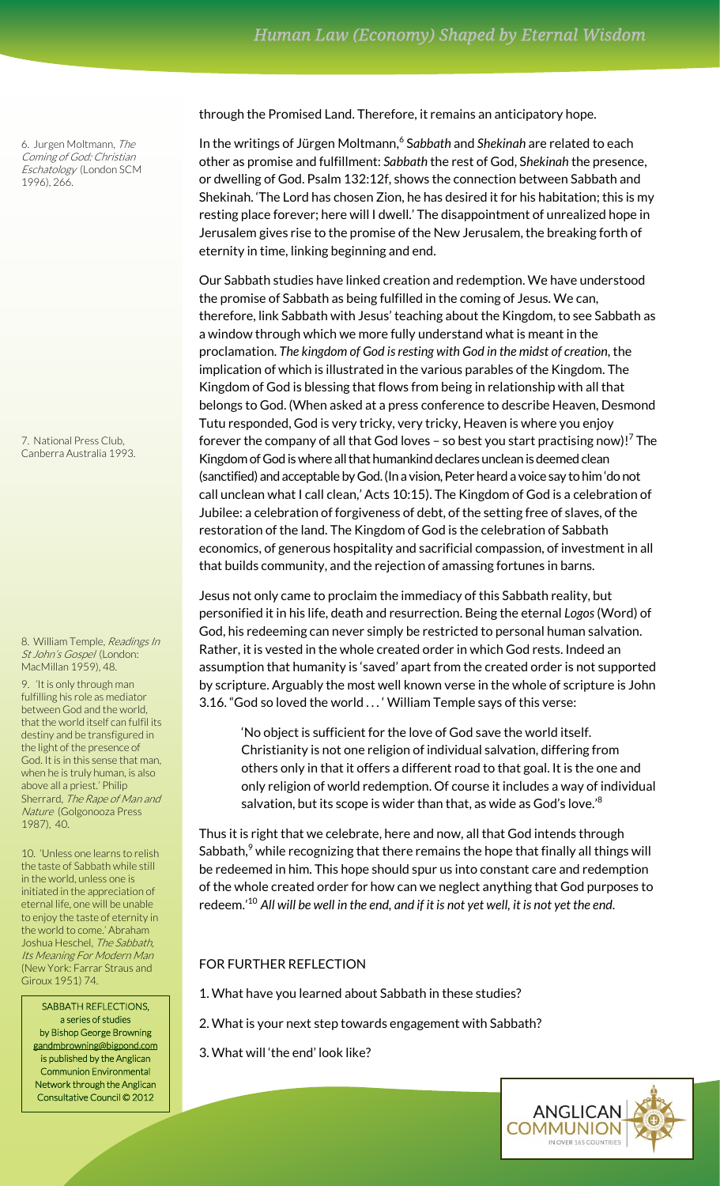through the Promised Land. Therefore, it remains an anticipatory hope.

In the writings of Jürgen Moltmann,[6] *Sabbath* and *Shekinah* are related to each other as promise and fulfillment: *Sabbath* the rest of God, S*hekinah* the presence, or dwelling of God. Psalm 132:12f, shows the connection between Sabbath and Shekinah. 'The Lord has chosen Zion, he has desired it for his habitation; this is my resting place forever; here will I dwell.' The disappointment of unrealized hope in Jerusalem gives rise to the promise of the New Jerusalem, the breaking forth of eternity in time, linking beginning and end.

Our Sabbath studies have linked creation and redemption. We have understood the promise of Sabbath as being fulfilled in the coming of Jesus. We can, therefore, link Sabbath with Jesus' teaching about the Kingdom, to see Sabbath as a window through which we more fully understand what is meant in the proclamation. *The kingdom of God is resting with God in the midst of creation*, the implication of which is illustrated in the various parables of the Kingdom. The Kingdom of God is blessing that flows from being in relationship with all that belongs to God. (When asked at a press conference to describe Heaven, Desmond Tutu responded, God is very tricky, very tricky, Heaven is where you enjoy forever the company of all that God loves – so best you start practising now)![7] The Kingdom of God is where all that humankind declares unclean is deemed clean (sanctified) and acceptable by God. (In a vision, Peter heard a voice say to him 'do not call unclean what I call clean,' Acts 10:15). The Kingdom of God is a celebration of Jubilee: a celebration of forgiveness of debt, of the setting free of slaves, of the restoration of the land. The Kingdom of God is the celebration of Sabbath economics, of generous hospitality and sacrificial compassion, of investment in all that builds community, and the rejection of amassing fortunes in barns.

Jesus not only came to proclaim the immediacy of this Sabbath reality, but personified it in his life, death and resurrection. Being the eternal *Logos* (Word) of God, his redeeming can never simply be restricted to personal human salvation. Rather, it is vested in the whole created order in which God rests. Indeed an assumption that humanity is 'saved' apart from the created order is not supported by scripture. Arguably the most well known verse in the whole of scripture is John 3.16. "God so loved the world . . . ' William Temple says of this verse:

> 'No object is sufficient for the love of God save the world itself. Christianity is not one religion of individual salvation, differing from others only in that it offers a different road to that goal. It is the one and only religion of world redemption. Of course it includes a way of individual salvation, but its scope is wider than that, as wide as God's love.'[8]

Thus it is right that we celebrate, here and now, all that God intends through Sabbath,[9] while recognizing that there remains the hope that finally all things will be redeemed in him. This hope should spur us into constant care and redemption of the whole created order for how can we neglect anything that God purposes to redeem.'[10] *All will be well in the end, and if it is not yet well, it is not yet the end.*

FOR FURTHER REFLECTION

1. What have you learned about Sabbath in these studies?

2. What is your next step towards engagement with Sabbath?

3. What will 'the end' look like?

---

6. Jurgen Moltmann, *The Coming of God: Christian Eschatology* (London SCM 1996), 266.

7. National Press Club, Canberra Australia 1993.

8. William Temple, *Readings In St John's Gospel* (London: MacMillan 1959), 48.

9. 'It is only through man fulfilling his role as mediator between God and the world, that the world itself can fulfil its destiny and be transfigured in the light of the presence of God. It is in this sense that man, when he is truly human, is also above all a priest.' Philip Sherrard, *The Rape of Man and Nature* (Golgonooza Press 1987), 40.

10. 'Unless one learns to relish the taste of Sabbath while still in the world, unless one is initiated in the appreciation of eternal life, one will be unable to enjoy the taste of eternity in the world to come.' Abraham Joshua Heschel, *The Sabbath, Its Meaning For Modern Man* (New York: Farrar Straus and Giroux 1951) 74.

SABBATH REFLECTIONS, a series of studies by Bishop George Browning gandmbrowning@bigpond.com is published by the Anglican Communion Environmental Network through the Anglican Consultative Council © 2012